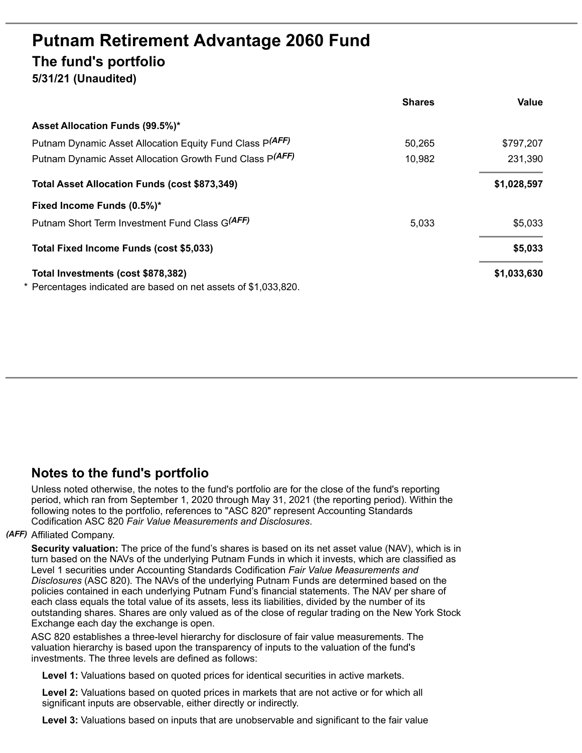# Putnam Retirement Advantage 2060 Fund

## The fund's portfolio

**5/31/21 (Unaudited)**

| | Shares | Value |
|---|---|---|
| **Asset Allocation Funds (99.5%)*** | | |
| Putnam Dynamic Asset Allocation Equity Fund Class P*(AFF)* | 50,265 | $797,207 |
| Putnam Dynamic Asset Allocation Growth Fund Class P*(AFF)* | 10,982 | 231,390 |
| **Total Asset Allocation Funds (cost $873,349)** | | **$1,028,597** |
| **Fixed Income Funds (0.5%)*** | | |
| Putnam Short Term Investment Fund Class G*(AFF)* | 5,033 | $5,033 |
| **Total Fixed Income Funds (cost $5,033)** | | **$5,033** |
| **Total Investments (cost $878,382)** | | **$1,033,630** |

\* Percentages indicated are based on net assets of $1,033,820.

## Notes to the fund's portfolio

Unless noted otherwise, the notes to the fund's portfolio are for the close of the fund's reporting period, which ran from September 1, 2020 through May 31, 2021 (the reporting period). Within the following notes to the portfolio, references to "ASC 820" represent Accounting Standards Codification ASC 820 *Fair Value Measurements and Disclosures*.

*(AFF)* Affiliated Company.

**Security valuation:** The price of the fund's shares is based on its net asset value (NAV), which is in turn based on the NAVs of the underlying Putnam Funds in which it invests, which are classified as Level 1 securities under Accounting Standards Codification *Fair Value Measurements and Disclosures* (ASC 820). The NAVs of the underlying Putnam Funds are determined based on the policies contained in each underlying Putnam Fund's financial statements. The NAV per share of each class equals the total value of its assets, less its liabilities, divided by the number of its outstanding shares. Shares are only valued as of the close of regular trading on the New York Stock Exchange each day the exchange is open.

ASC 820 establishes a three-level hierarchy for disclosure of fair value measurements. The valuation hierarchy is based upon the transparency of inputs to the valuation of the fund's investments. The three levels are defined as follows:

**Level 1:** Valuations based on quoted prices for identical securities in active markets.

**Level 2:** Valuations based on quoted prices in markets that are not active or for which all significant inputs are observable, either directly or indirectly.

**Level 3:** Valuations based on inputs that are unobservable and significant to the fair value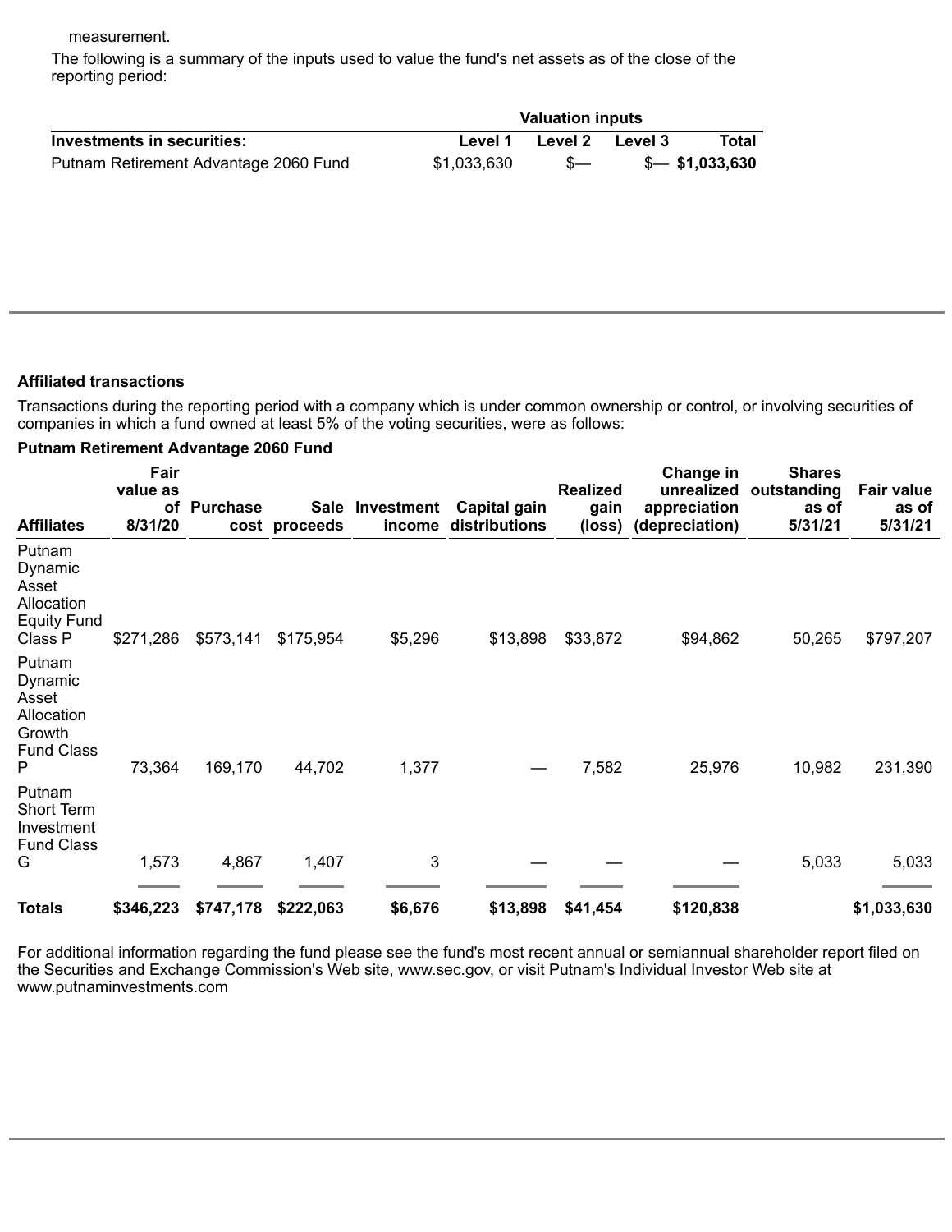measurement.

The following is a summary of the inputs used to value the fund's net assets as of the close of the reporting period:

| | Valuation inputs | | | |
|---|---|---|---|---|
| **Investments in securities:** | **Level 1** | **Level 2** | **Level 3** | **Total** |
| Putnam Retirement Advantage 2060 Fund | $1,033,630 | $— | $— | **$1,033,630** |

**Affiliated transactions**

Transactions during the reporting period with a company which is under common ownership or control, or involving securities of companies in which a fund owned at least 5% of the voting securities, were as follows:

**Putnam Retirement Advantage 2060 Fund**

| Affiliates | Fair value as of 8/31/20 | Purchase cost | Sale proceeds | Investment income | Capital gain distributions | Realized gain (loss) | Change in unrealized appreciation (depreciation) | Shares outstanding as of 5/31/21 | Fair value as of 5/31/21 |
|---|---|---|---|---|---|---|---|---|---|
| Putnam Dynamic Asset Allocation Equity Fund Class P | $271,286 | $573,141 | $175,954 | $5,296 | $13,898 | $33,872 | $94,862 | 50,265 | $797,207 |
| Putnam Dynamic Asset Allocation Growth Fund Class P | 73,364 | 169,170 | 44,702 | 1,377 | — | 7,582 | 25,976 | 10,982 | 231,390 |
| Putnam Short Term Investment Fund Class G | 1,573 | 4,867 | 1,407 | 3 | — | — | — | 5,033 | 5,033 |
| **Totals** | **$346,223** | **$747,178** | **$222,063** | **$6,676** | **$13,898** | **$41,454** | **$120,838** | | **$1,033,630** |

For additional information regarding the fund please see the fund's most recent annual or semiannual shareholder report filed on the Securities and Exchange Commission's Web site, www.sec.gov, or visit Putnam's Individual Investor Web site at www.putnaminvestments.com